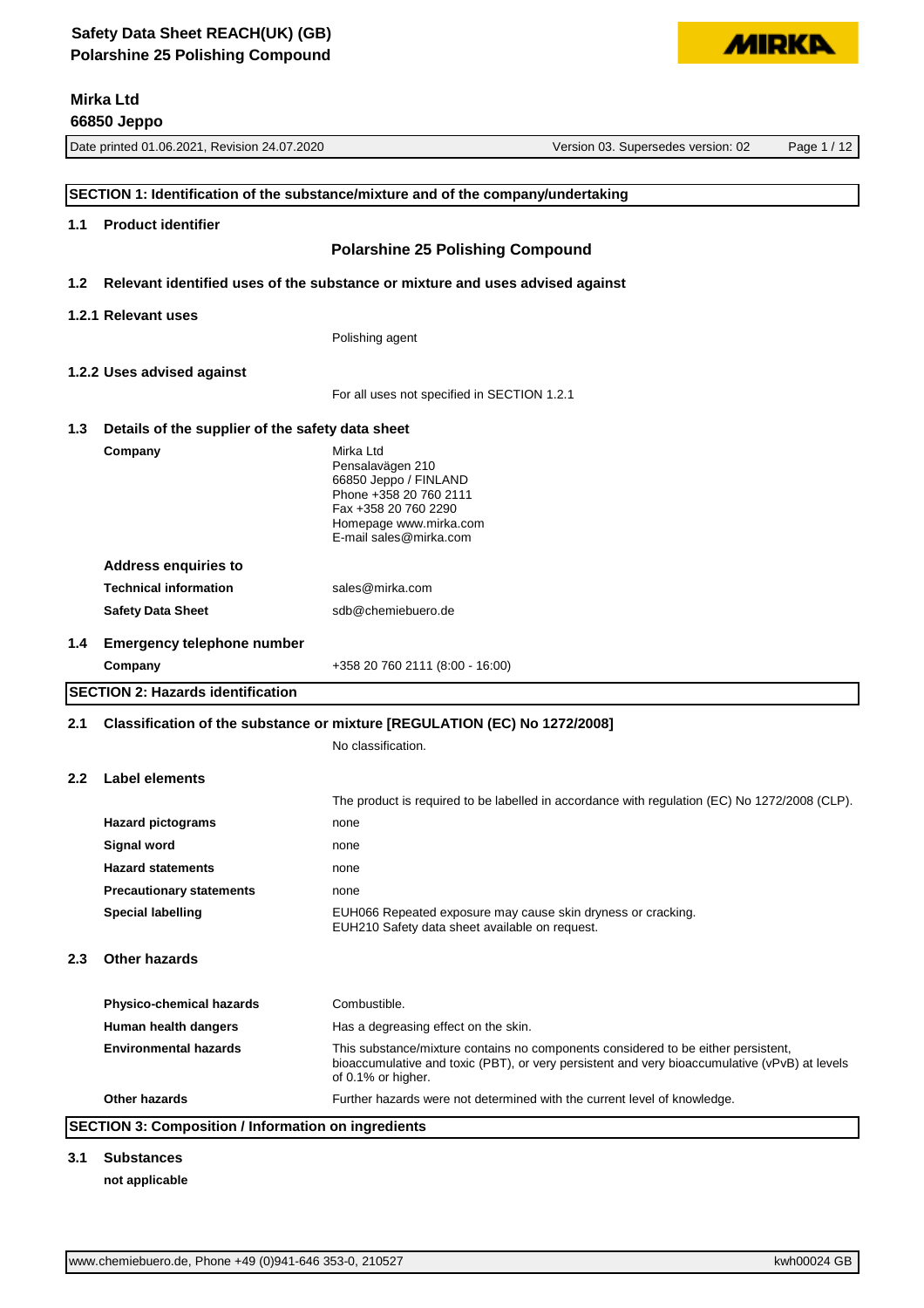# Safety Data Sheet REACH(UK) (GB)
# Polarshine 25 Polishing Compound

**Mirka Ltd**
**66850 Jeppo**

Date printed 01.06.2021, Revision 24.07.2020 | Version 03. Supersedes version: 02

## SECTION 1: Identification of the substance/mixture and of the company/undertaking

### 1.1 Product identifier

**Polarshine 25 Polishing Compound**

### 1.2 Relevant identified uses of the substance or mixture and uses advised against

#### 1.2.1 Relevant uses

Polishing agent

#### 1.2.2 Uses advised against

For all uses not specified in SECTION 1.2.1

### 1.3 Details of the supplier of the safety data sheet

**Company**

Mirka Ltd
Pensalavägen 210
66850 Jeppo / FINLAND
Phone +358 20 760 2111
Fax +358 20 760 2290
Homepage www.mirka.com
E-mail sales@mirka.com

**Address enquiries to**

| | |
|---|---|
| **Technical information** | sales@mirka.com |
| **Safety Data Sheet** | sdb@chemiebuero.de |

### 1.4 Emergency telephone number

| | |
|---|---|
| **Company** | +358 20 760 2111 (8:00 - 16:00) |

## SECTION 2: Hazards identification

### 2.1 Classification of the substance or mixture [REGULATION (EC) No 1272/2008]

No classification.

### 2.2 Label elements

The product is required to be labelled in accordance with regulation (EC) No 1272/2008 (CLP).

| | |
|---|---|
| **Hazard pictograms** | none |
| **Signal word** | none |
| **Hazard statements** | none |
| **Precautionary statements** | none |
| **Special labelling** | EUH066 Repeated exposure may cause skin dryness or cracking.<br>EUH210 Safety data sheet available on request. |

### 2.3 Other hazards

| | |
|---|---|
| **Physico-chemical hazards** | Combustible. |
| **Human health dangers** | Has a degreasing effect on the skin. |
| **Environmental hazards** | This substance/mixture contains no components considered to be either persistent, bioaccumulative and toxic (PBT), or very persistent and very bioaccumulative (vPvB) at levels of 0.1% or higher. |
| **Other hazards** | Further hazards were not determined with the current level of knowledge. |

## SECTION 3: Composition / Information on ingredients

### 3.1 Substances

**not applicable**

www.chemiebuero.de, Phone +49 (0)941-646 353-0, 210527 | kwh00024 GB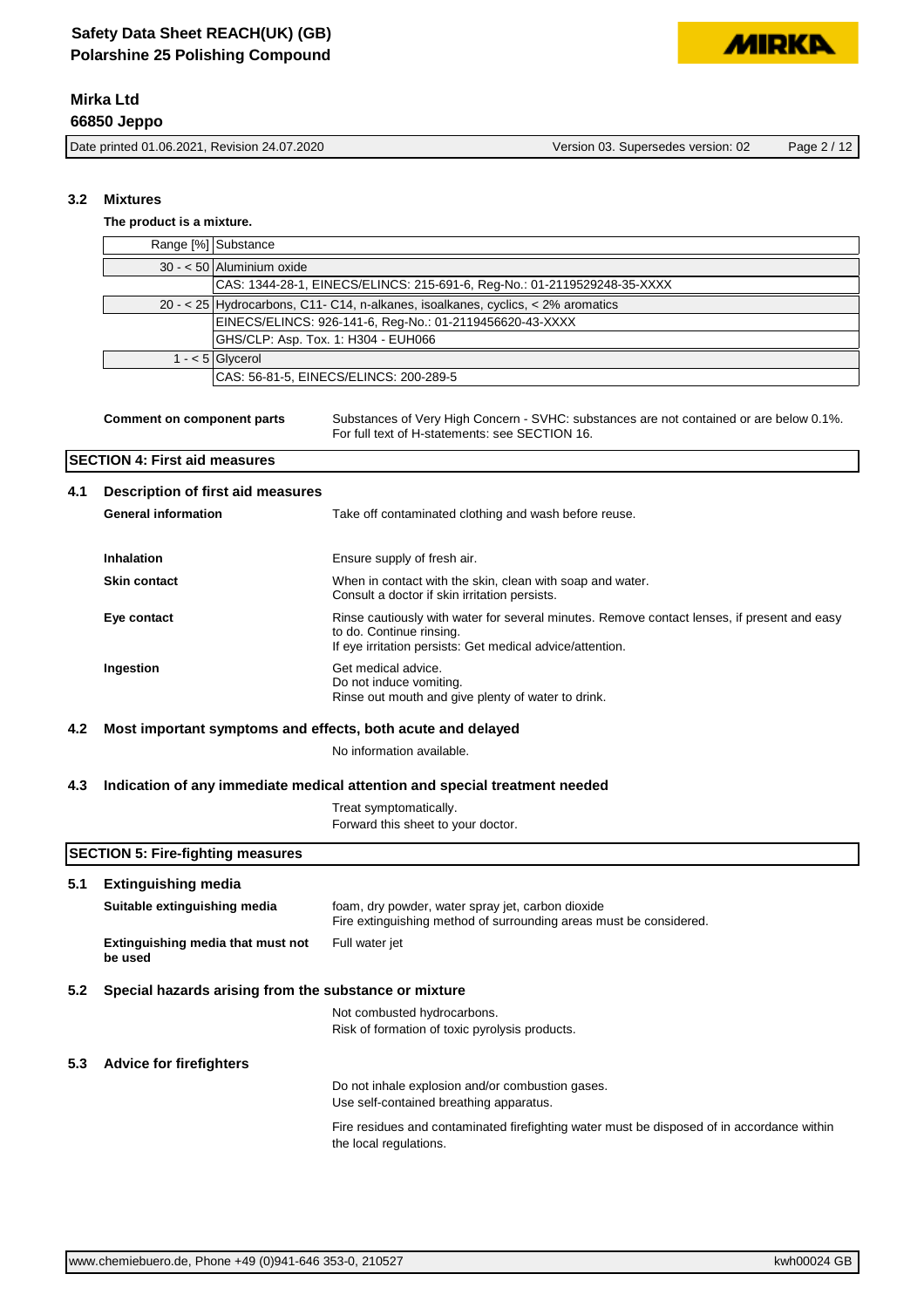### 3.2 Mixtures

**The product is a mixture.**

| Range [%] | Substance |
|---|---|
| 30 - < 50 | Aluminium oxide |
| | CAS: 1344-28-1, EINECS/ELINCS: 215-691-6, Reg-No.: 01-2119529248-35-XXXX |
| 20 - < 25 | Hydrocarbons, C11- C14, n-alkanes, isoalkanes, cyclics, < 2% aromatics |
| | EINECS/ELINCS: 926-141-6, Reg-No.: 01-2119456620-43-XXXX |
| | GHS/CLP: Asp. Tox. 1: H304 - EUH066 |
| 1 - < 5 | Glycerol |
| | CAS: 56-81-5, EINECS/ELINCS: 200-289-5 |

**Comment on component parts**

Substances of Very High Concern - SVHC: substances are not contained or are below 0.1%.
For full text of H-statements: see SECTION 16.

## SECTION 4: First aid measures

### 4.1 Description of first aid measures

**General information**

Take off contaminated clothing and wash before reuse.

**Inhalation**

Ensure supply of fresh air.

**Skin contact**

When in contact with the skin, clean with soap and water.
Consult a doctor if skin irritation persists.

**Eye contact**

Rinse cautiously with water for several minutes. Remove contact lenses, if present and easy to do. Continue rinsing.
If eye irritation persists: Get medical advice/attention.

**Ingestion**

Get medical advice.
Do not induce vomiting.
Rinse out mouth and give plenty of water to drink.

### 4.2 Most important symptoms and effects, both acute and delayed

No information available.

### 4.3 Indication of any immediate medical attention and special treatment needed

Treat symptomatically.
Forward this sheet to your doctor.

## SECTION 5: Fire-fighting measures

### 5.1 Extinguishing media

**Suitable extinguishing media**

foam, dry powder, water spray jet, carbon dioxide
Fire extinguishing method of surrounding areas must be considered.

**Extinguishing media that must not be used**

Full water jet

### 5.2 Special hazards arising from the substance or mixture

Not combusted hydrocarbons.
Risk of formation of toxic pyrolysis products.

### 5.3 Advice for firefighters

Do not inhale explosion and/or combustion gases.
Use self-contained breathing apparatus.

Fire residues and contaminated firefighting water must be disposed of in accordance within the local regulations.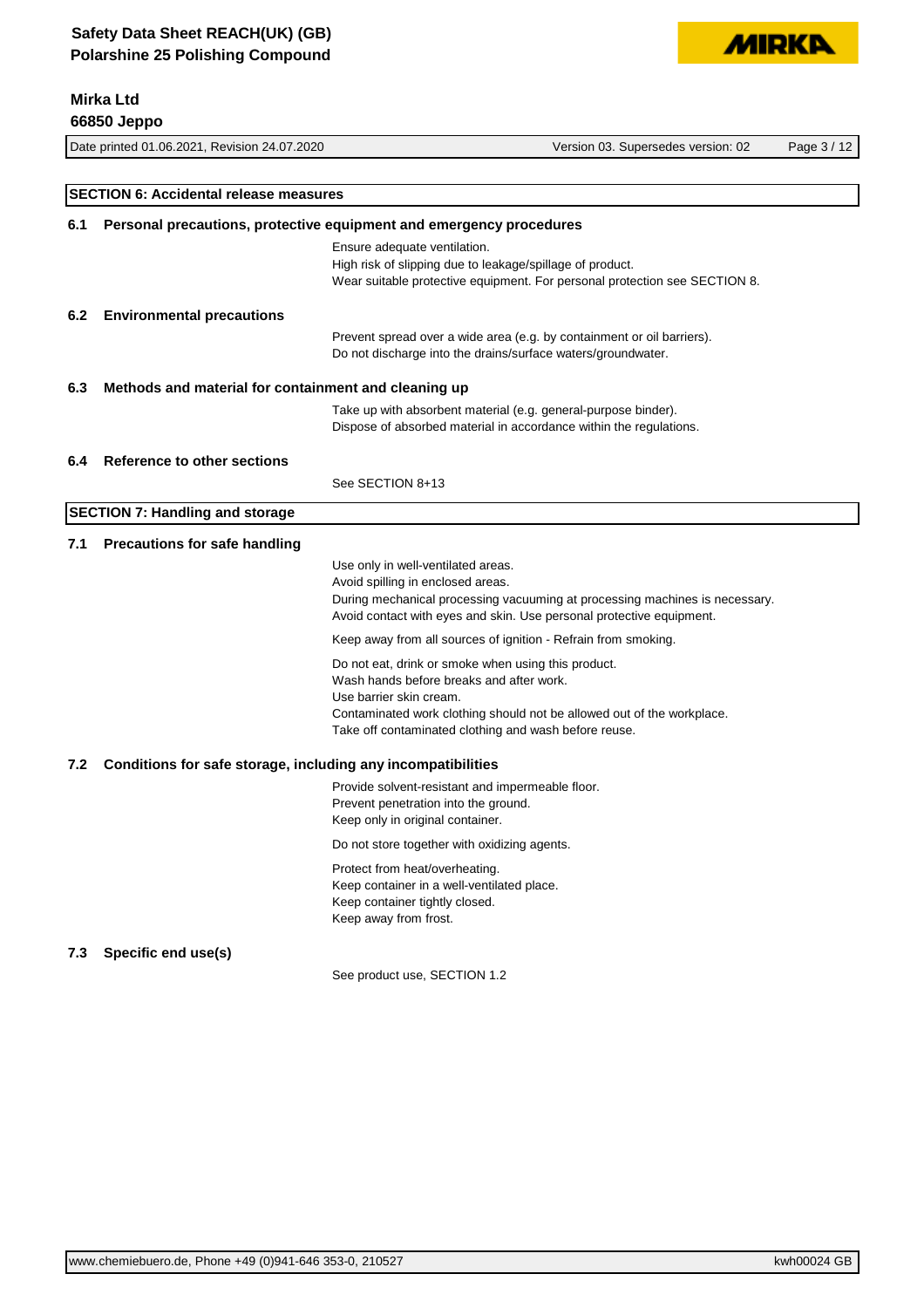## SECTION 6: Accidental release measures

### 6.1 Personal precautions, protective equipment and emergency procedures

Ensure adequate ventilation.
High risk of slipping due to leakage/spillage of product.
Wear suitable protective equipment. For personal protection see SECTION 8.

### 6.2 Environmental precautions

Prevent spread over a wide area (e.g. by containment or oil barriers).
Do not discharge into the drains/surface waters/groundwater.

### 6.3 Methods and material for containment and cleaning up

Take up with absorbent material (e.g. general-purpose binder).
Dispose of absorbed material in accordance within the regulations.

### 6.4 Reference to other sections

See SECTION 8+13

## SECTION 7: Handling and storage

### 7.1 Precautions for safe handling

Use only in well-ventilated areas.
Avoid spilling in enclosed areas.
During mechanical processing vacuuming at processing machines is necessary.
Avoid contact with eyes and skin. Use personal protective equipment.

Keep away from all sources of ignition - Refrain from smoking.

Do not eat, drink or smoke when using this product.
Wash hands before breaks and after work.
Use barrier skin cream.
Contaminated work clothing should not be allowed out of the workplace.
Take off contaminated clothing and wash before reuse.

### 7.2 Conditions for safe storage, including any incompatibilities

Provide solvent-resistant and impermeable floor.
Prevent penetration into the ground.
Keep only in original container.

Do not store together with oxidizing agents.

Protect from heat/overheating.
Keep container in a well-ventilated place.
Keep container tightly closed.
Keep away from frost.

### 7.3 Specific end use(s)

See product use, SECTION 1.2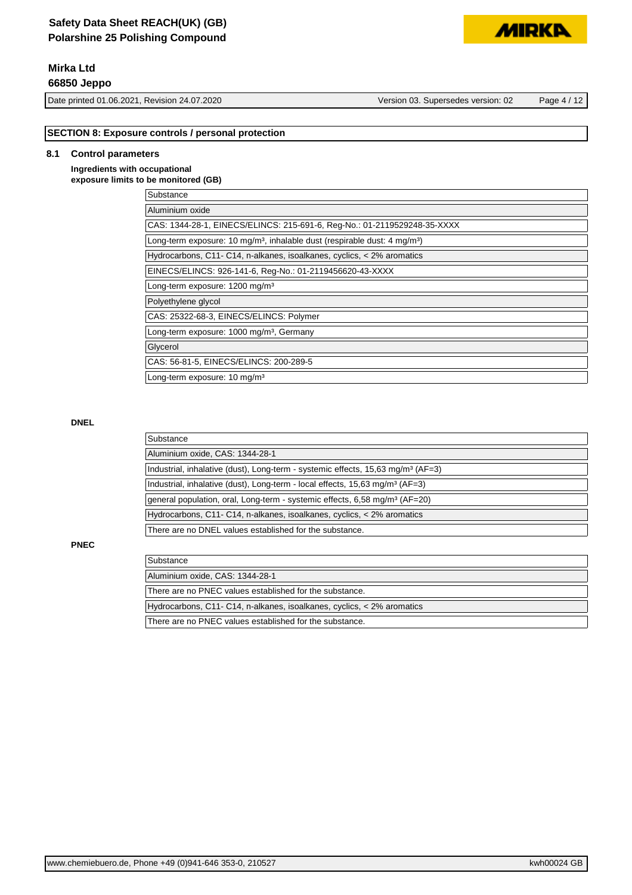## SECTION 8: Exposure controls / personal protection

### 8.1 Control parameters

**Ingredients with occupational exposure limits to be monitored (GB)**

| Substance |
|---|
| Aluminium oxide |
| CAS: 1344-28-1, EINECS/ELINCS: 215-691-6, Reg-No.: 01-2119529248-35-XXXX |
| Long-term exposure: 10 mg/m³, inhalable dust (respirable dust: 4 mg/m³) |
| Hydrocarbons, C11- C14, n-alkanes, isoalkanes, cyclics, < 2% aromatics |
| EINECS/ELINCS: 926-141-6, Reg-No.: 01-2119456620-43-XXXX |
| Long-term exposure: 1200 mg/m³ |
| Polyethylene glycol |
| CAS: 25322-68-3, EINECS/ELINCS: Polymer |
| Long-term exposure: 1000 mg/m³, Germany |
| Glycerol |
| CAS: 56-81-5, EINECS/ELINCS: 200-289-5 |
| Long-term exposure: 10 mg/m³ |

**DNEL**

| Substance |
|---|
| Aluminium oxide, CAS: 1344-28-1 |
| Industrial, inhalative (dust), Long-term - systemic effects, 15,63 mg/m³ (AF=3) |
| Industrial, inhalative (dust), Long-term - local effects, 15,63 mg/m³ (AF=3) |
| general population, oral, Long-term - systemic effects, 6,58 mg/m³ (AF=20) |
| Hydrocarbons, C11- C14, n-alkanes, isoalkanes, cyclics, < 2% aromatics |
| There are no DNEL values established for the substance. |

**PNEC**

| Substance |
|---|
| Aluminium oxide, CAS: 1344-28-1 |
| There are no PNEC values established for the substance. |
| Hydrocarbons, C11- C14, n-alkanes, isoalkanes, cyclics, < 2% aromatics |
| There are no PNEC values established for the substance. |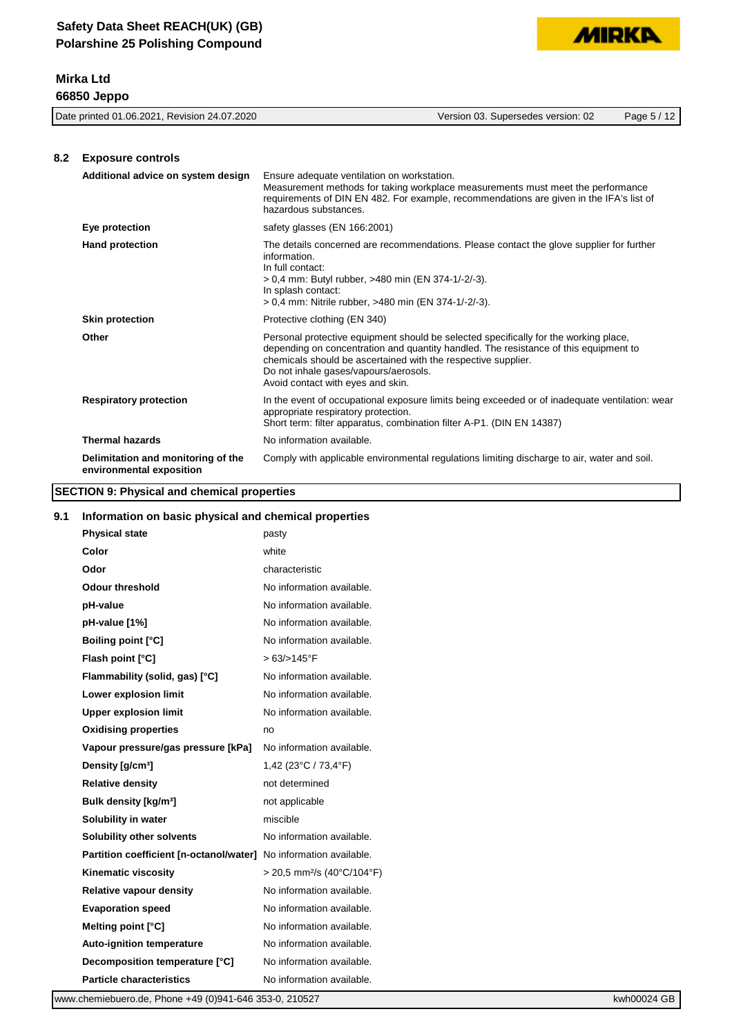### 8.2 Exposure controls

| | |
|---|---|
| **Additional advice on system design** | Ensure adequate ventilation on workstation.<br>Measurement methods for taking workplace measurements must meet the performance requirements of DIN EN 482. For example, recommendations are given in the IFA's list of hazardous substances. |
| **Eye protection** | safety glasses (EN 166:2001) |
| **Hand protection** | The details concerned are recommendations. Please contact the glove supplier for further information.<br>In full contact:<br>> 0,4 mm: Butyl rubber, >480 min (EN 374-1/-2/-3).<br>In splash contact:<br>> 0,4 mm: Nitrile rubber, >480 min (EN 374-1/-2/-3). |
| **Skin protection** | Protective clothing (EN 340) |
| **Other** | Personal protective equipment should be selected specifically for the working place, depending on concentration and quantity handled. The resistance of this equipment to chemicals should be ascertained with the respective supplier.<br>Do not inhale gases/vapours/aerosols.<br>Avoid contact with eyes and skin. |
| **Respiratory protection** | In the event of occupational exposure limits being exceeded or of inadequate ventilation: wear appropriate respiratory protection.<br>Short term: filter apparatus, combination filter A-P1. (DIN EN 14387) |
| **Thermal hazards** | No information available. |
| **Delimitation and monitoring of the environmental exposition** | Comply with applicable environmental regulations limiting discharge to air, water and soil. |

## SECTION 9: Physical and chemical properties

### 9.1 Information on basic physical and chemical properties

| | |
|---|---|
| **Physical state** | pasty |
| **Color** | white |
| **Odor** | characteristic |
| **Odour threshold** | No information available. |
| **pH-value** | No information available. |
| **pH-value [1%]** | No information available. |
| **Boiling point [°C]** | No information available. |
| **Flash point [°C]** | > 63/>145°F |
| **Flammability (solid, gas) [°C]** | No information available. |
| **Lower explosion limit** | No information available. |
| **Upper explosion limit** | No information available. |
| **Oxidising properties** | no |
| **Vapour pressure/gas pressure [kPa]** | No information available. |
| **Density [g/cm³]** | 1,42 (23°C / 73,4°F) |
| **Relative density** | not determined |
| **Bulk density [kg/m³]** | not applicable |
| **Solubility in water** | miscible |
| **Solubility other solvents** | No information available. |
| **Partition coefficient [n-octanol/water]** | No information available. |
| **Kinematic viscosity** | > 20,5 mm²/s (40°C/104°F) |
| **Relative vapour density** | No information available. |
| **Evaporation speed** | No information available. |
| **Melting point [°C]** | No information available. |
| **Auto-ignition temperature** | No information available. |
| **Decomposition temperature [°C]** | No information available. |
| **Particle characteristics** | No information available. |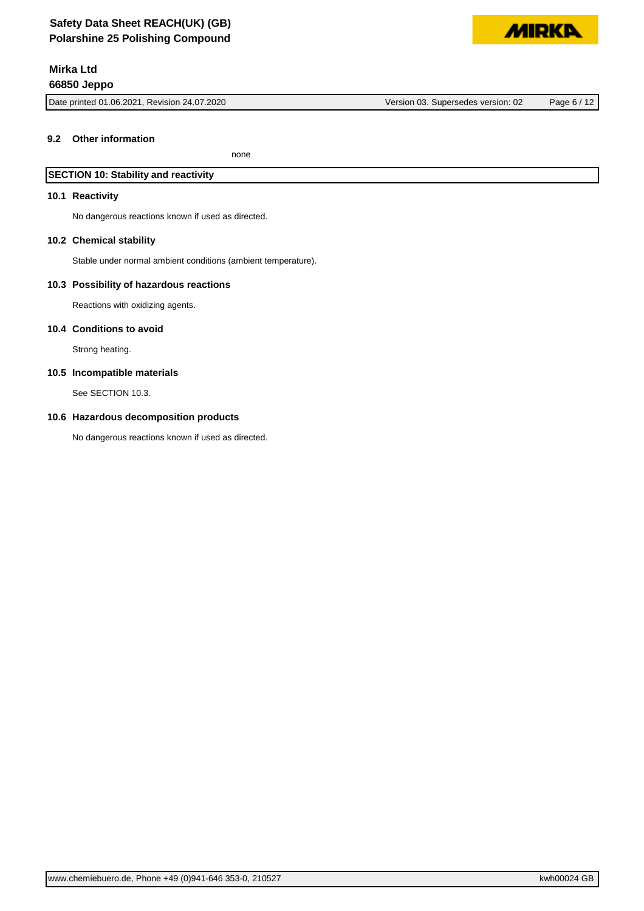### 9.2 Other information

none

## SECTION 10: Stability and reactivity

### 10.1 Reactivity

No dangerous reactions known if used as directed.

### 10.2 Chemical stability

Stable under normal ambient conditions (ambient temperature).

### 10.3 Possibility of hazardous reactions

Reactions with oxidizing agents.

### 10.4 Conditions to avoid

Strong heating.

### 10.5 Incompatible materials

See SECTION 10.3.

### 10.6 Hazardous decomposition products

No dangerous reactions known if used as directed.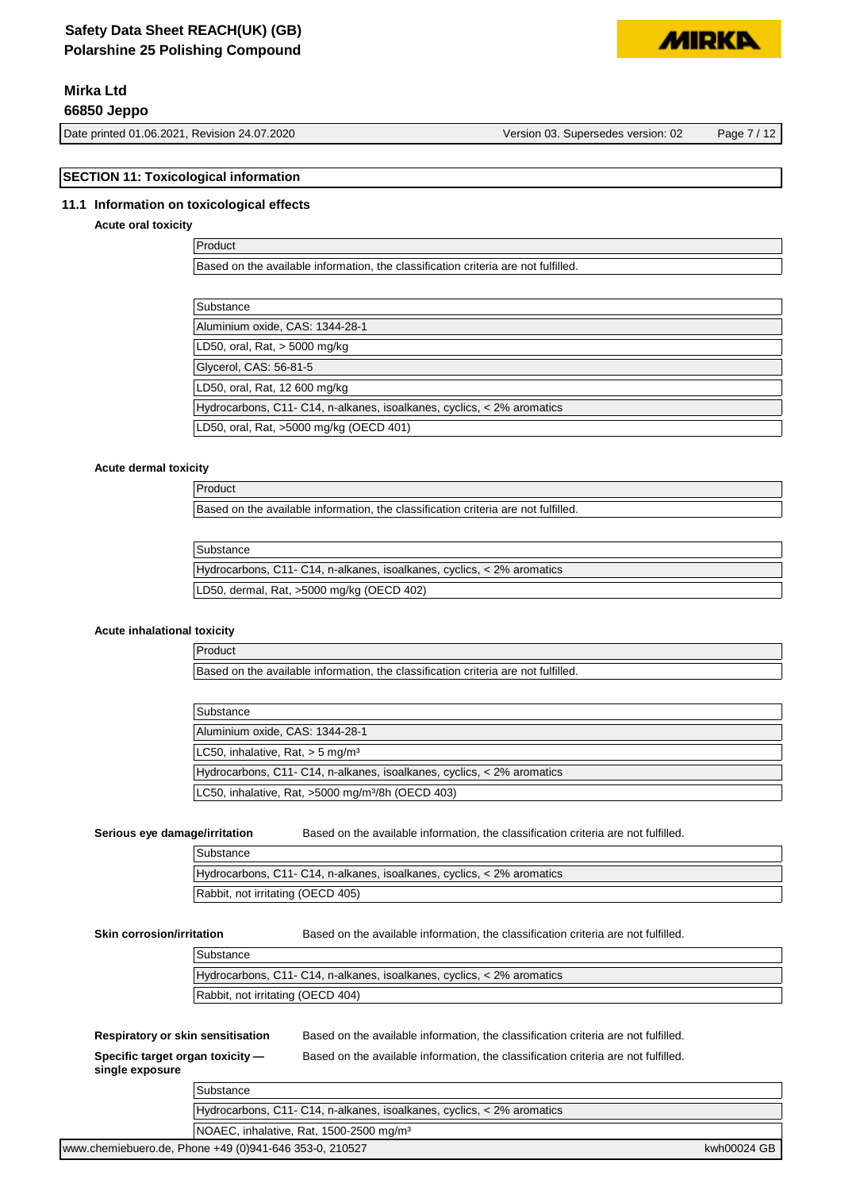## SECTION 11: Toxicological information

### 11.1 Information on toxicological effects

**Acute oral toxicity**

| Product |
| --- |
| Based on the available information, the classification criteria are not fulfilled. |

| Substance |
| --- |
| Aluminium oxide, CAS: 1344-28-1 |
| LD50, oral, Rat, > 5000 mg/kg |
| Glycerol, CAS: 56-81-5 |
| LD50, oral, Rat, 12 600 mg/kg |
| Hydrocarbons, C11- C14, n-alkanes, isoalkanes, cyclics, < 2% aromatics |
| LD50, oral, Rat, >5000 mg/kg (OECD 401) |

**Acute dermal toxicity**

| Product |
| --- |
| Based on the available information, the classification criteria are not fulfilled. |

| Substance |
| --- |
| Hydrocarbons, C11- C14, n-alkanes, isoalkanes, cyclics, < 2% aromatics |
| LD50, dermal, Rat, >5000 mg/kg (OECD 402) |

**Acute inhalational toxicity**

| Product |
| --- |
| Based on the available information, the classification criteria are not fulfilled. |

| Substance |
| --- |
| Aluminium oxide, CAS: 1344-28-1 |
| LC50, inhalative, Rat, > 5 mg/m³ |
| Hydrocarbons, C11- C14, n-alkanes, isoalkanes, cyclics, < 2% aromatics |
| LC50, inhalative, Rat, >5000 mg/m³/8h (OECD 403) |

**Serious eye damage/irritation** Based on the available information, the classification criteria are not fulfilled.

| Substance |
| --- |
| Hydrocarbons, C11- C14, n-alkanes, isoalkanes, cyclics, < 2% aromatics |
| Rabbit, not irritating (OECD 405) |

**Skin corrosion/irritation** Based on the available information, the classification criteria are not fulfilled.

| Substance |
| --- |
| Hydrocarbons, C11- C14, n-alkanes, isoalkanes, cyclics, < 2% aromatics |
| Rabbit, not irritating (OECD 404) |

**Respiratory or skin sensitisation** Based on the available information, the classification criteria are not fulfilled.

**Specific target organ toxicity — single exposure** Based on the available information, the classification criteria are not fulfilled.

| Substance |
| --- |
| Hydrocarbons, C11- C14, n-alkanes, isoalkanes, cyclics, < 2% aromatics |
| NOAEC, inhalative, Rat, 1500-2500 mg/m³ |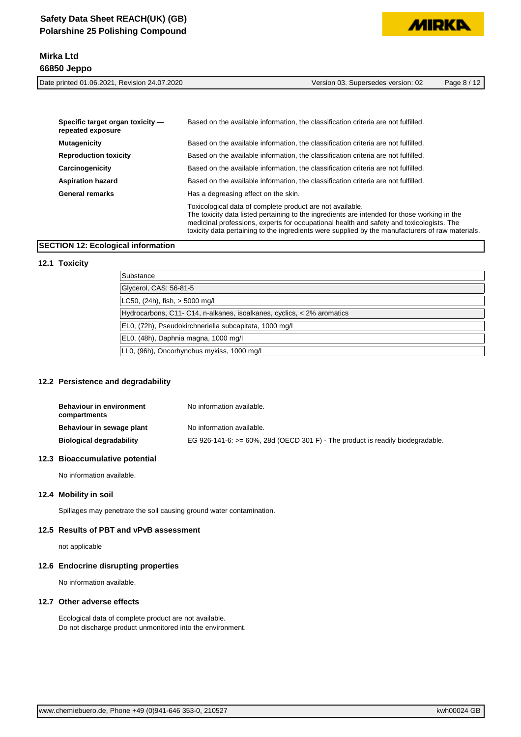| | |
|---|---|
| **Specific target organ toxicity — repeated exposure** | Based on the available information, the classification criteria are not fulfilled. |
| **Mutagenicity** | Based on the available information, the classification criteria are not fulfilled. |
| **Reproduction toxicity** | Based on the available information, the classification criteria are not fulfilled. |
| **Carcinogenicity** | Based on the available information, the classification criteria are not fulfilled. |
| **Aspiration hazard** | Based on the available information, the classification criteria are not fulfilled. |
| **General remarks** | Has a degreasing effect on the skin. |
| | Toxicological data of complete product are not available. The toxicity data listed pertaining to the ingredients are intended for those working in the medicinal professions, experts for occupational health and safety and toxicologists. The toxicity data pertaining to the ingredients were supplied by the manufacturers of raw materials. |

## SECTION 12: Ecological information

### 12.1 Toxicity

| Substance |
|---|
| Glycerol, CAS: 56-81-5 |
| LC50, (24h), fish, > 5000 mg/l |
| Hydrocarbons, C11- C14, n-alkanes, isoalkanes, cyclics, < 2% aromatics |
| EL0, (72h), Pseudokirchneriella subcapitata, 1000 mg/l |
| EL0, (48h), Daphnia magna, 1000 mg/l |
| LL0, (96h), Oncorhynchus mykiss, 1000 mg/l |

### 12.2 Persistence and degradability

| | |
|---|---|
| **Behaviour in environment compartments** | No information available. |
| **Behaviour in sewage plant** | No information available. |
| **Biological degradability** | EG 926-141-6: >= 60%, 28d (OECD 301 F) - The product is readily biodegradable. |

### 12.3 Bioaccumulative potential

No information available.

### 12.4 Mobility in soil

Spillages may penetrate the soil causing ground water contamination.

### 12.5 Results of PBT and vPvB assessment

not applicable

### 12.6 Endocrine disrupting properties

No information available.

### 12.7 Other adverse effects

Ecological data of complete product are not available.
Do not discharge product unmonitored into the environment.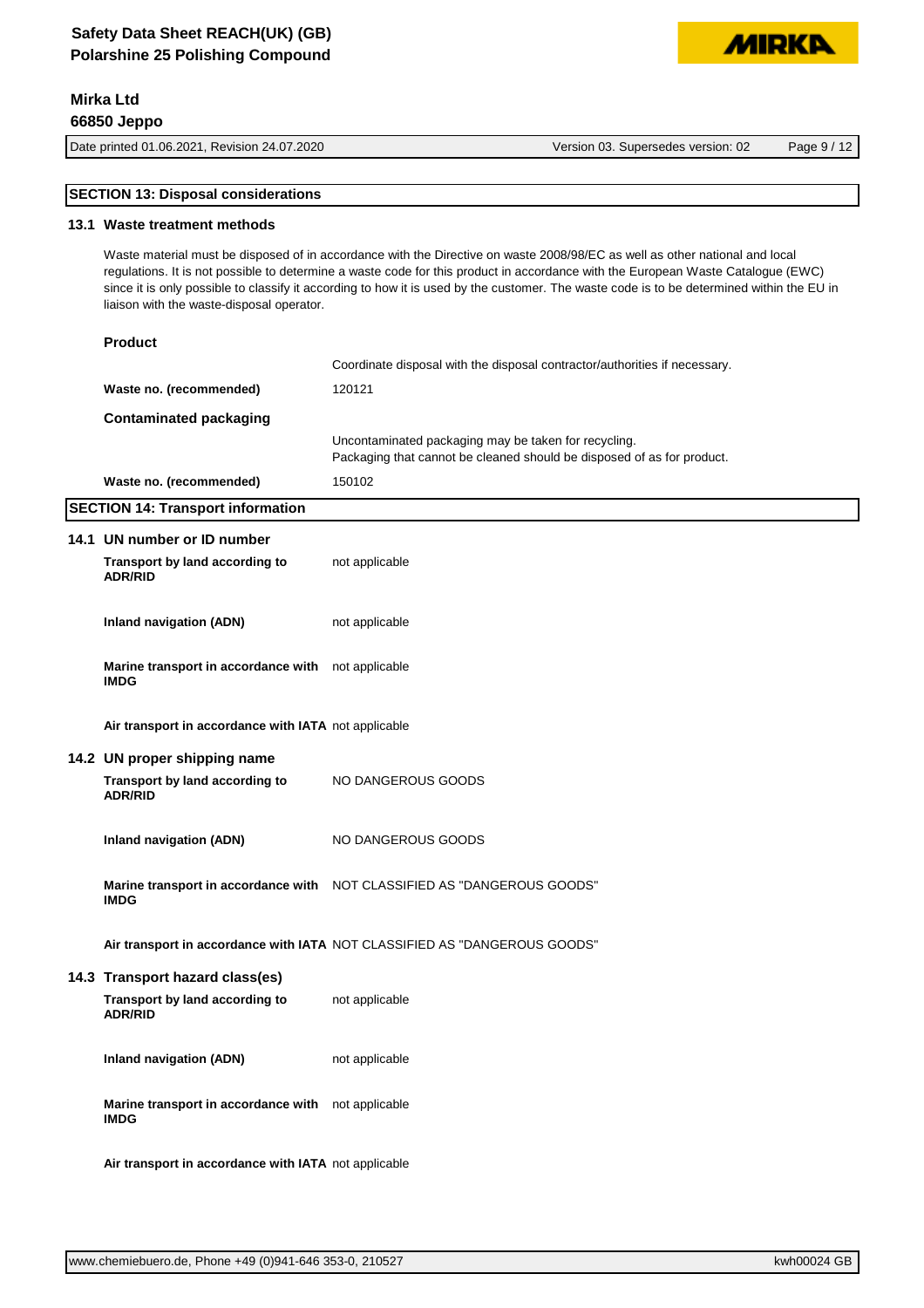## SECTION 13: Disposal considerations

### 13.1 Waste treatment methods

Waste material must be disposed of in accordance with the Directive on waste 2008/98/EC as well as other national and local regulations. It is not possible to determine a waste code for this product in accordance with the European Waste Catalogue (EWC) since it is only possible to classify it according to how it is used by the customer. The waste code is to be determined within the EU in liaison with the waste-disposal operator.

**Product**

| | |
|---|---|
| | Coordinate disposal with the disposal contractor/authorities if necessary. |
| **Waste no. (recommended)** | 120121 |

**Contaminated packaging**

| | |
|---|---|
| | Uncontaminated packaging may be taken for recycling.<br>Packaging that cannot be cleaned should be disposed of as for product. |
| **Waste no. (recommended)** | 150102 |

## SECTION 14: Transport information

### 14.1 UN number or ID number

| | |
|---|---|
| **Transport by land according to ADR/RID** | not applicable |
| **Inland navigation (ADN)** | not applicable |
| **Marine transport in accordance with IMDG** | not applicable |
| **Air transport in accordance with IATA** | not applicable |

### 14.2 UN proper shipping name

| | |
|---|---|
| **Transport by land according to ADR/RID** | NO DANGEROUS GOODS |
| **Inland navigation (ADN)** | NO DANGEROUS GOODS |
| **Marine transport in accordance with IMDG** | NOT CLASSIFIED AS "DANGEROUS GOODS" |
| **Air transport in accordance with IATA** | NOT CLASSIFIED AS "DANGEROUS GOODS" |

### 14.3 Transport hazard class(es)

| | |
|---|---|
| **Transport by land according to ADR/RID** | not applicable |
| **Inland navigation (ADN)** | not applicable |
| **Marine transport in accordance with IMDG** | not applicable |
| **Air transport in accordance with IATA** | not applicable |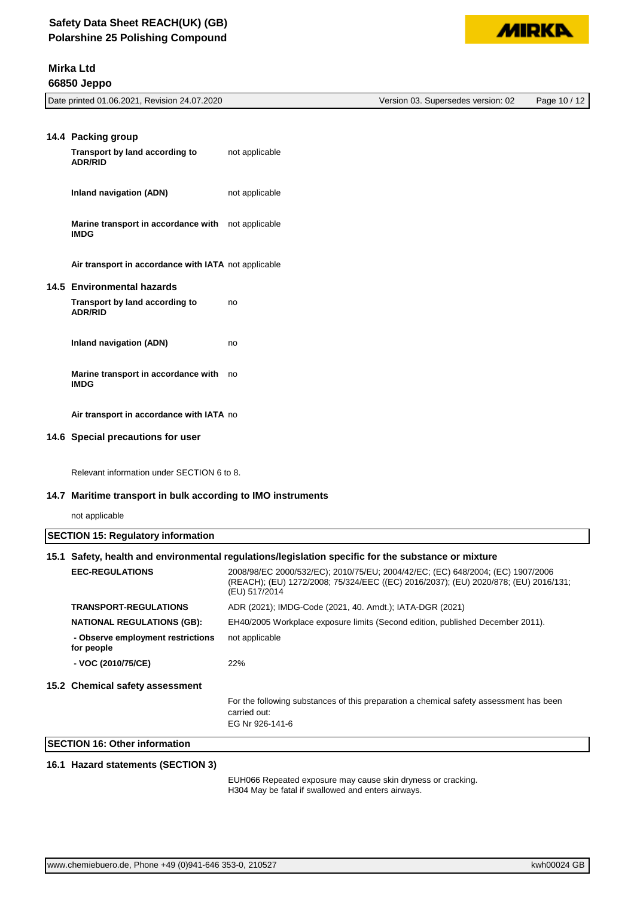### 14.4 Packing group

| | |
|---|---|
| **Transport by land according to ADR/RID** | not applicable |
| **Inland navigation (ADN)** | not applicable |
| **Marine transport in accordance with IMDG** | not applicable |
| **Air transport in accordance with IATA** | not applicable |

### 14.5 Environmental hazards

| | |
|---|---|
| **Transport by land according to ADR/RID** | no |
| **Inland navigation (ADN)** | no |
| **Marine transport in accordance with IMDG** | no |
| **Air transport in accordance with IATA** | no |

### 14.6 Special precautions for user

Relevant information under SECTION 6 to 8.

### 14.7 Maritime transport in bulk according to IMO instruments

not applicable

## SECTION 15: Regulatory information

### 15.1 Safety, health and environmental regulations/legislation specific for the substance or mixture

| | |
|---|---|
| **EEC-REGULATIONS** | 2008/98/EC 2000/532/EC); 2010/75/EU; 2004/42/EC; (EC) 648/2004; (EC) 1907/2006 (REACH); (EU) 1272/2008; 75/324/EEC ((EC) 2016/2037); (EU) 2020/878; (EU) 2016/131; (EU) 517/2014 |
| **TRANSPORT-REGULATIONS** | ADR (2021); IMDG-Code (2021, 40. Amdt.); IATA-DGR (2021) |
| **NATIONAL REGULATIONS (GB):** | EH40/2005 Workplace exposure limits (Second edition, published December 2011). |
| **- Observe employment restrictions for people** | not applicable |
| **- VOC (2010/75/CE)** | 22% |

### 15.2 Chemical safety assessment

For the following substances of this preparation a chemical safety assessment has been carried out:
EG Nr 926-141-6

## SECTION 16: Other information

### 16.1 Hazard statements (SECTION 3)

EUH066 Repeated exposure may cause skin dryness or cracking.
H304 May be fatal if swallowed and enters airways.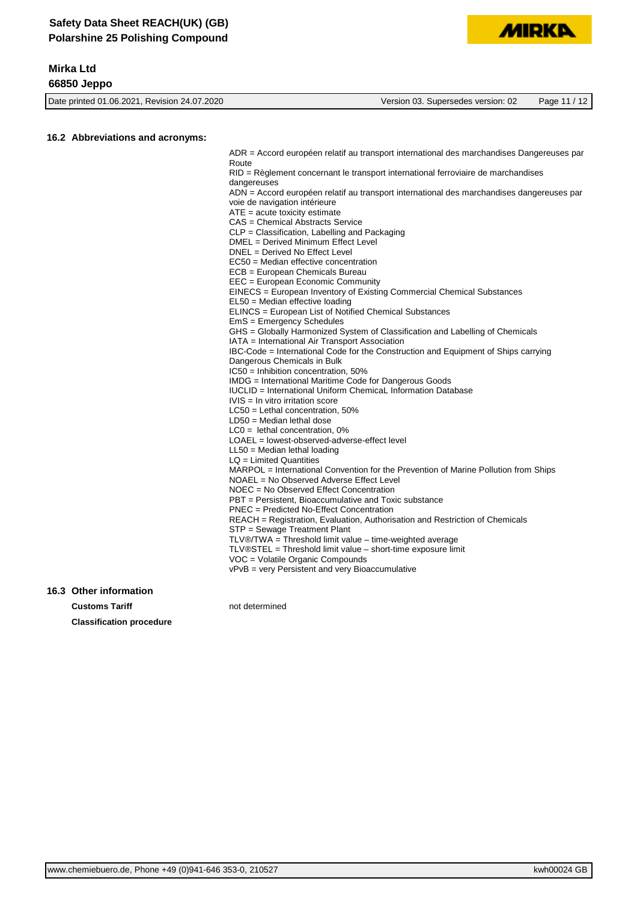## 16.2 Abbreviations and acronyms:

ADR = Accord européen relatif au transport international des marchandises Dangereuses par Route
RID = Règlement concernant le transport international ferroviaire de marchandises dangereuses
ADN = Accord européen relatif au transport international des marchandises dangereuses par voie de navigation intérieure
ATE = acute toxicity estimate
CAS = Chemical Abstracts Service
CLP = Classification, Labelling and Packaging
DMEL = Derived Minimum Effect Level
DNEL = Derived No Effect Level
EC50 = Median effective concentration
ECB = European Chemicals Bureau
EEC = European Economic Community
EINECS = European Inventory of Existing Commercial Chemical Substances
EL50 = Median effective loading
ELINCS = European List of Notified Chemical Substances
EmS = Emergency Schedules
GHS = Globally Harmonized System of Classification and Labelling of Chemicals
IATA = International Air Transport Association
IBC-Code = International Code for the Construction and Equipment of Ships carrying Dangerous Chemicals in Bulk
IC50 = Inhibition concentration, 50%
IMDG = International Maritime Code for Dangerous Goods
IUCLID = International Uniform ChemicaL Information Database
IVIS = In vitro irritation score
LC50 = Lethal concentration, 50%
LD50 = Median lethal dose
LC0 = lethal concentration, 0%
LOAEL = lowest-observed-adverse-effect level
LL50 = Median lethal loading
LQ = Limited Quantities
MARPOL = International Convention for the Prevention of Marine Pollution from Ships
NOAEL = No Observed Adverse Effect Level
NOEC = No Observed Effect Concentration
PBT = Persistent, Bioaccumulative and Toxic substance
PNEC = Predicted No-Effect Concentration
REACH = Registration, Evaluation, Authorisation and Restriction of Chemicals
STP = Sewage Treatment Plant
TLV®/TWA = Threshold limit value – time-weighted average
TLV®STEL = Threshold limit value – short-time exposure limit
VOC = Volatile Organic Compounds
vPvB = very Persistent and very Bioaccumulative

## 16.3 Other information

**Customs Tariff** not determined

**Classification procedure**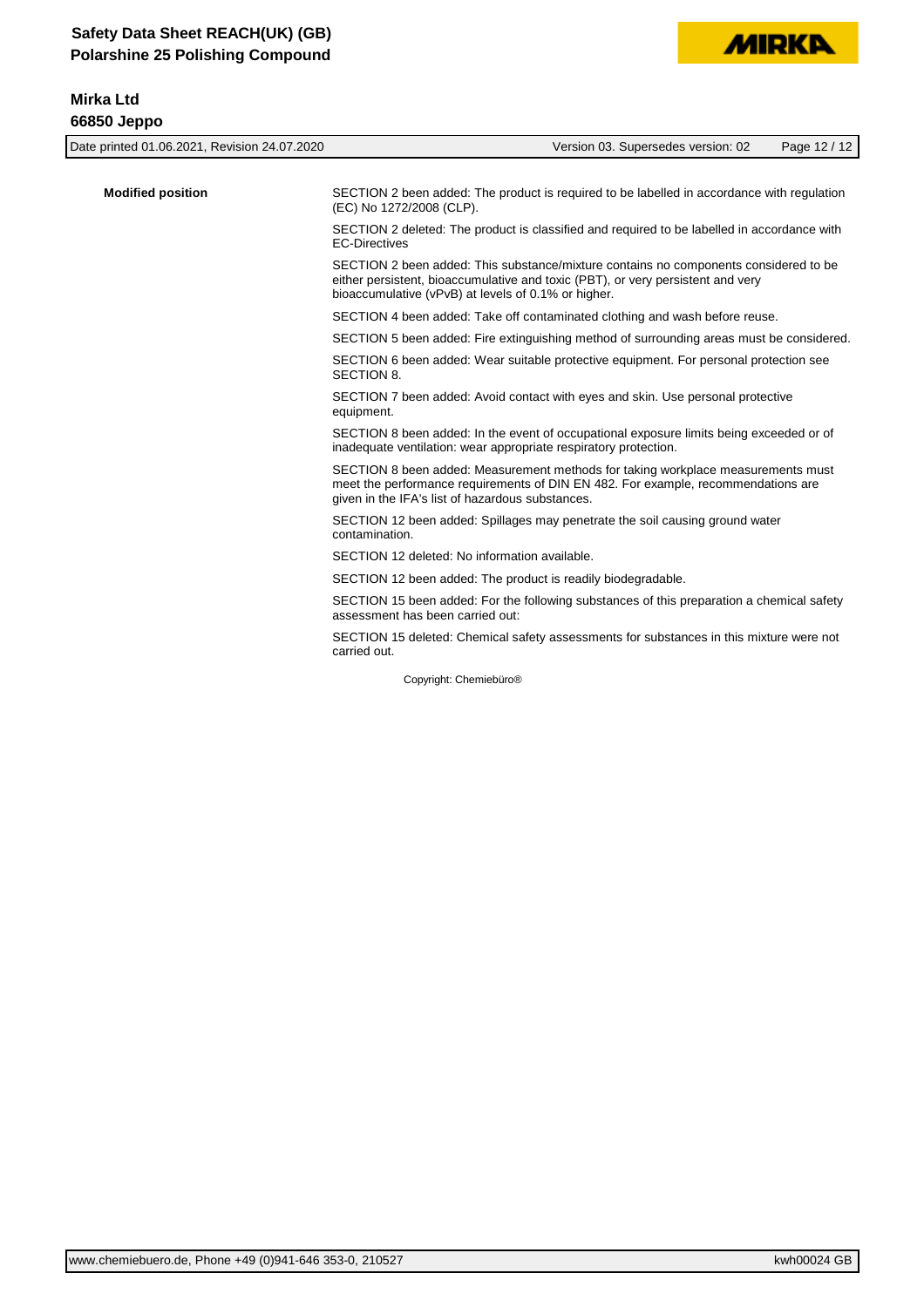**Modified position**

SECTION 2 been added: The product is required to be labelled in accordance with regulation (EC) No 1272/2008 (CLP).

SECTION 2 deleted: The product is classified and required to be labelled in accordance with EC-Directives

SECTION 2 been added: This substance/mixture contains no components considered to be either persistent, bioaccumulative and toxic (PBT), or very persistent and very bioaccumulative (vPvB) at levels of 0.1% or higher.

SECTION 4 been added: Take off contaminated clothing and wash before reuse.

SECTION 5 been added: Fire extinguishing method of surrounding areas must be considered.

SECTION 6 been added: Wear suitable protective equipment. For personal protection see SECTION 8.

SECTION 7 been added: Avoid contact with eyes and skin. Use personal protective equipment.

SECTION 8 been added: In the event of occupational exposure limits being exceeded or of inadequate ventilation: wear appropriate respiratory protection.

SECTION 8 been added: Measurement methods for taking workplace measurements must meet the performance requirements of DIN EN 482. For example, recommendations are given in the IFA's list of hazardous substances.

SECTION 12 been added: Spillages may penetrate the soil causing ground water contamination.

SECTION 12 deleted: No information available.

SECTION 12 been added: The product is readily biodegradable.

SECTION 15 been added: For the following substances of this preparation a chemical safety assessment has been carried out:

SECTION 15 deleted: Chemical safety assessments for substances in this mixture were not carried out.

Copyright: Chemiebüro®